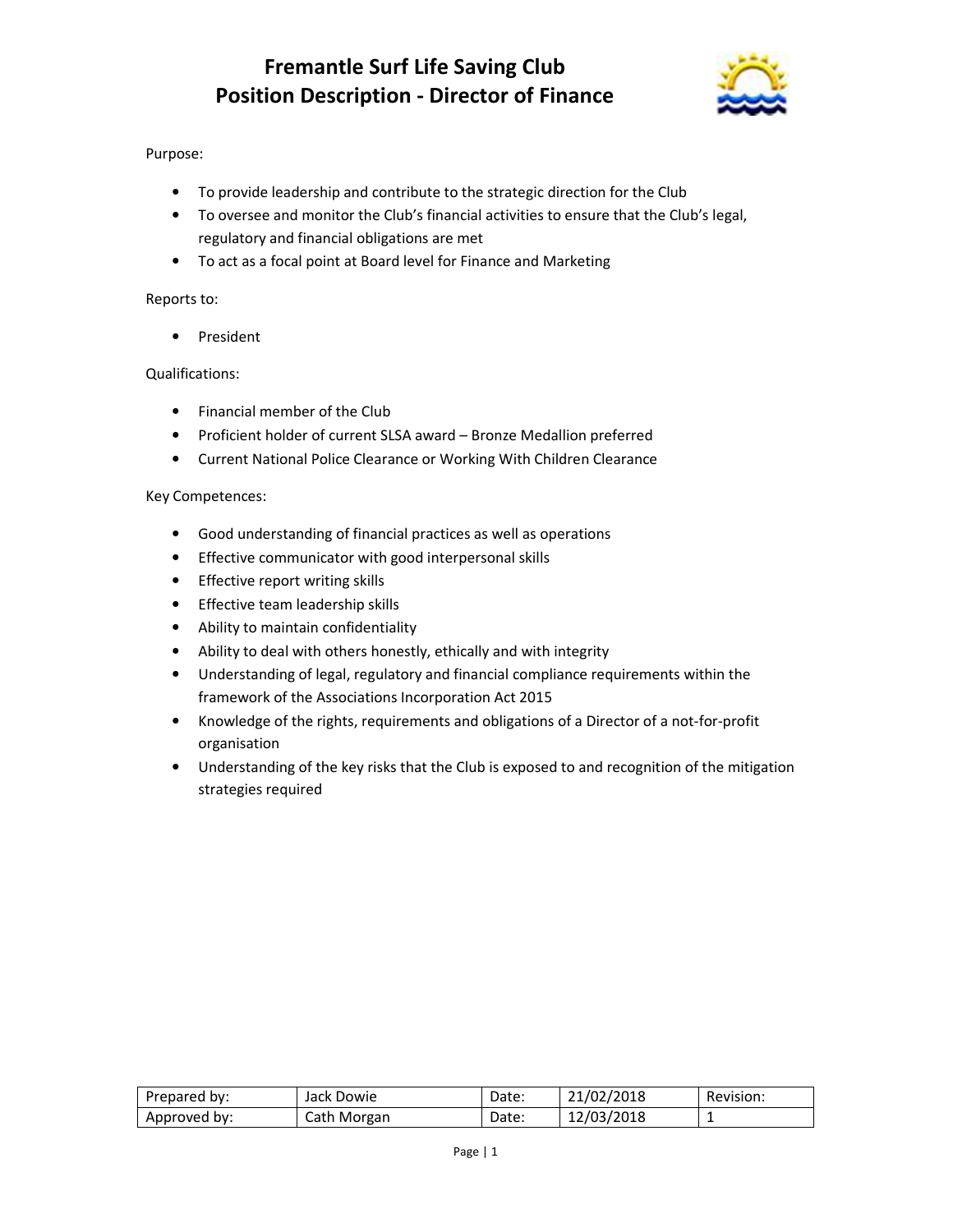# Fremantle Surf Life Saving Club
# Position Description - Director of Finance

Purpose:

- To provide leadership and contribute to the strategic direction for the Club
- To oversee and monitor the Club's financial activities to ensure that the Club's legal, regulatory and financial obligations are met
- To act as a focal point at Board level for Finance and Marketing

Reports to:

- President

Qualifications:

- Financial member of the Club
- Proficient holder of current SLSA award – Bronze Medallion preferred
- Current National Police Clearance or Working With Children Clearance

Key Competences:

- Good understanding of financial practices as well as operations
- Effective communicator with good interpersonal skills
- Effective report writing skills
- Effective team leadership skills
- Ability to maintain confidentiality
- Ability to deal with others honestly, ethically and with integrity
- Understanding of legal, regulatory and financial compliance requirements within the framework of the Associations Incorporation Act 2015
- Knowledge of the rights, requirements and obligations of a Director of a not-for-profit organisation
- Understanding of the key risks that the Club is exposed to and recognition of the mitigation strategies required

| Prepared by: | Jack Dowie | Date: | 21/02/2018 | Revision: |
|---|---|---|---|---|
| Approved by: | Cath Morgan | Date: | 12/03/2018 | 1 |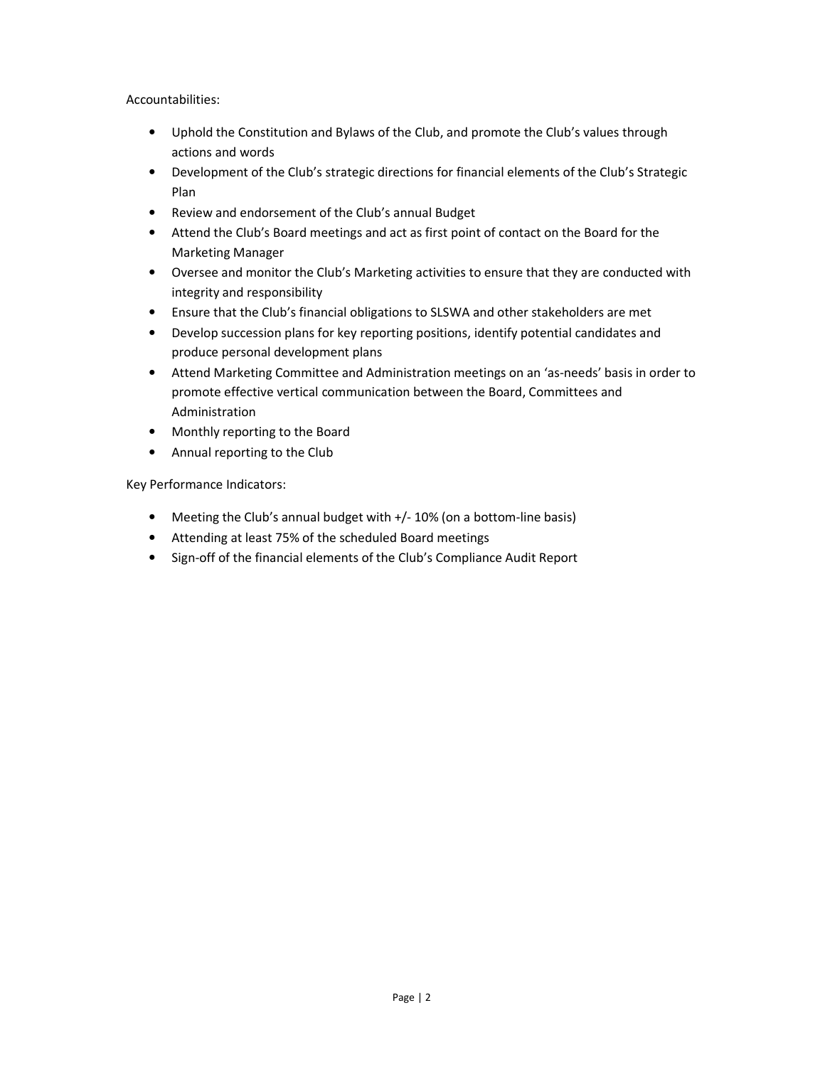Accountabilities:

- Uphold the Constitution and Bylaws of the Club, and promote the Club's values through actions and words
- Development of the Club's strategic directions for financial elements of the Club's Strategic Plan
- Review and endorsement of the Club's annual Budget
- Attend the Club's Board meetings and act as first point of contact on the Board for the Marketing Manager
- Oversee and monitor the Club's Marketing activities to ensure that they are conducted with integrity and responsibility
- Ensure that the Club's financial obligations to SLSWA and other stakeholders are met
- Develop succession plans for key reporting positions, identify potential candidates and produce personal development plans
- Attend Marketing Committee and Administration meetings on an 'as-needs' basis in order to promote effective vertical communication between the Board, Committees and Administration
- Monthly reporting to the Board
- Annual reporting to the Club

Key Performance Indicators:

- Meeting the Club's annual budget with +/- 10% (on a bottom-line basis)
- Attending at least 75% of the scheduled Board meetings
- Sign-off of the financial elements of the Club's Compliance Audit Report